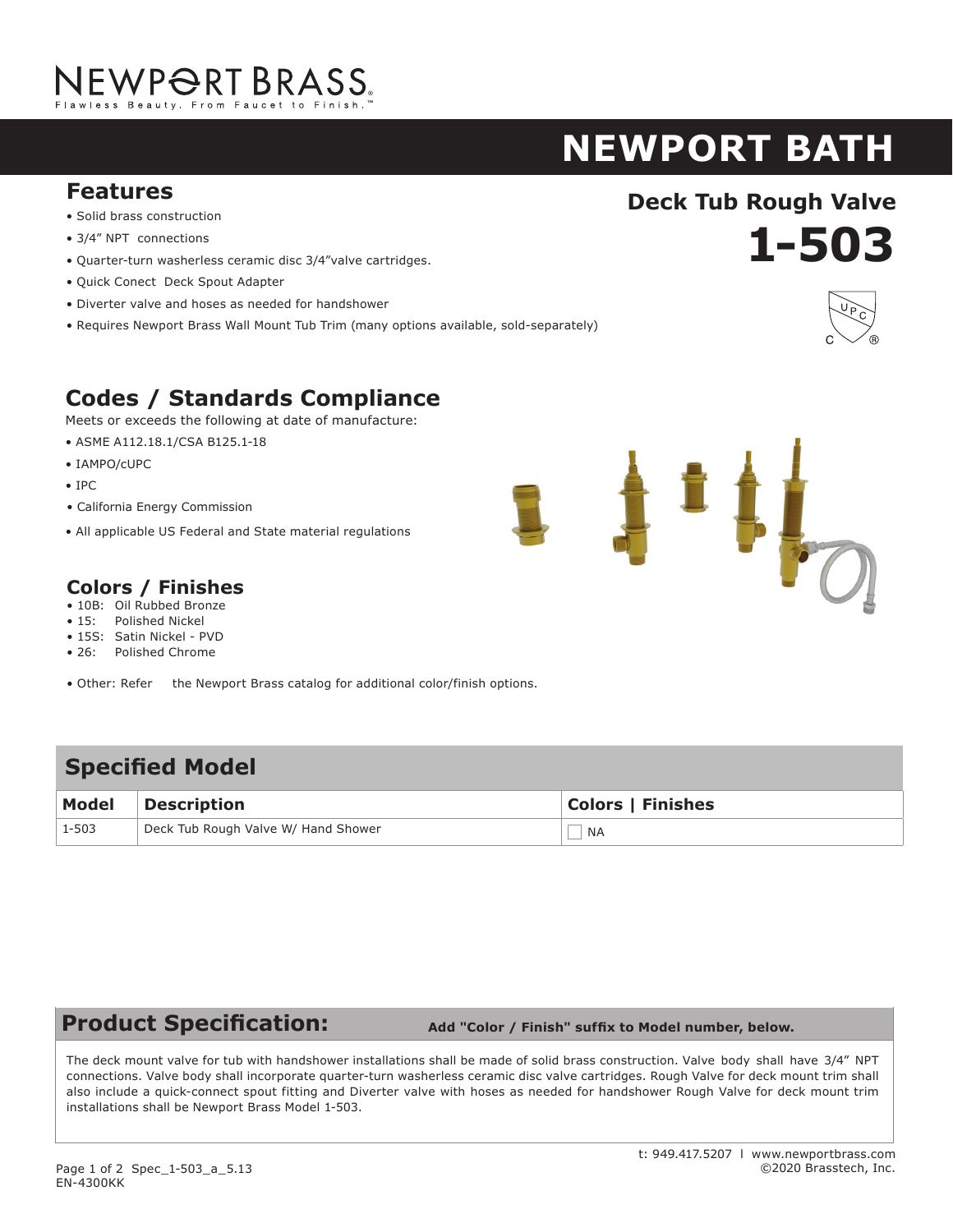NEWPORT BRASS

Flawless Beauty. From Faucet to Finish.™

# NEWPORT BATH

## Deck Tub Rough Valve

# 1-503

## Features

- Solid brass construction
- 3/4" NPT connections
- Quarter-turn washerless ceramic disc 3/4"valve cartridges.
- Quick Conect Deck Spout Adapter
- Diverter valve and hoses as needed for handshower
- Requires Newport Brass Wall Mount Tub Trim (many options available, sold-separately)

## Codes / Standards Compliance

Meets or exceeds the following at date of manufacture:

- ASME A112.18.1/CSA B125.1-18
- IAMPO/cUPC
- IPC
- California Energy Commission
- All applicable US Federal and State material regulations

## Colors / Finishes

- 10B: Oil Rubbed Bronze
- 15: Polished Nickel
- 15S: Satin Nickel - PVD
- 26: Polished Chrome

- Other: Refer the Newport Brass catalog for additional color/finish options.

## Specified Model

| Model | Description | Colors \| Finishes |
|---|---|---|
| 1-503 | Deck Tub Rough Valve W/ Hand Shower | ☐ NA |

## Product Specification:

**Add "Color / Finish" suffix to Model number, below.**

The deck mount valve for tub with handshower installations shall be made of solid brass construction. Valve body shall have 3/4" NPT connections. Valve body shall incorporate quarter-turn washerless ceramic disc valve cartridges. Rough Valve for deck mount trim shall also include a quick-connect spout fitting and Diverter valve with hoses as needed for handshower Rough Valve for deck mount trim installations shall be Newport Brass Model 1-503.

Spec_1-503_a_5.13
EN-4300KK

t: 949.417.5207 | www.newportbrass.com
©2020 Brasstech, Inc.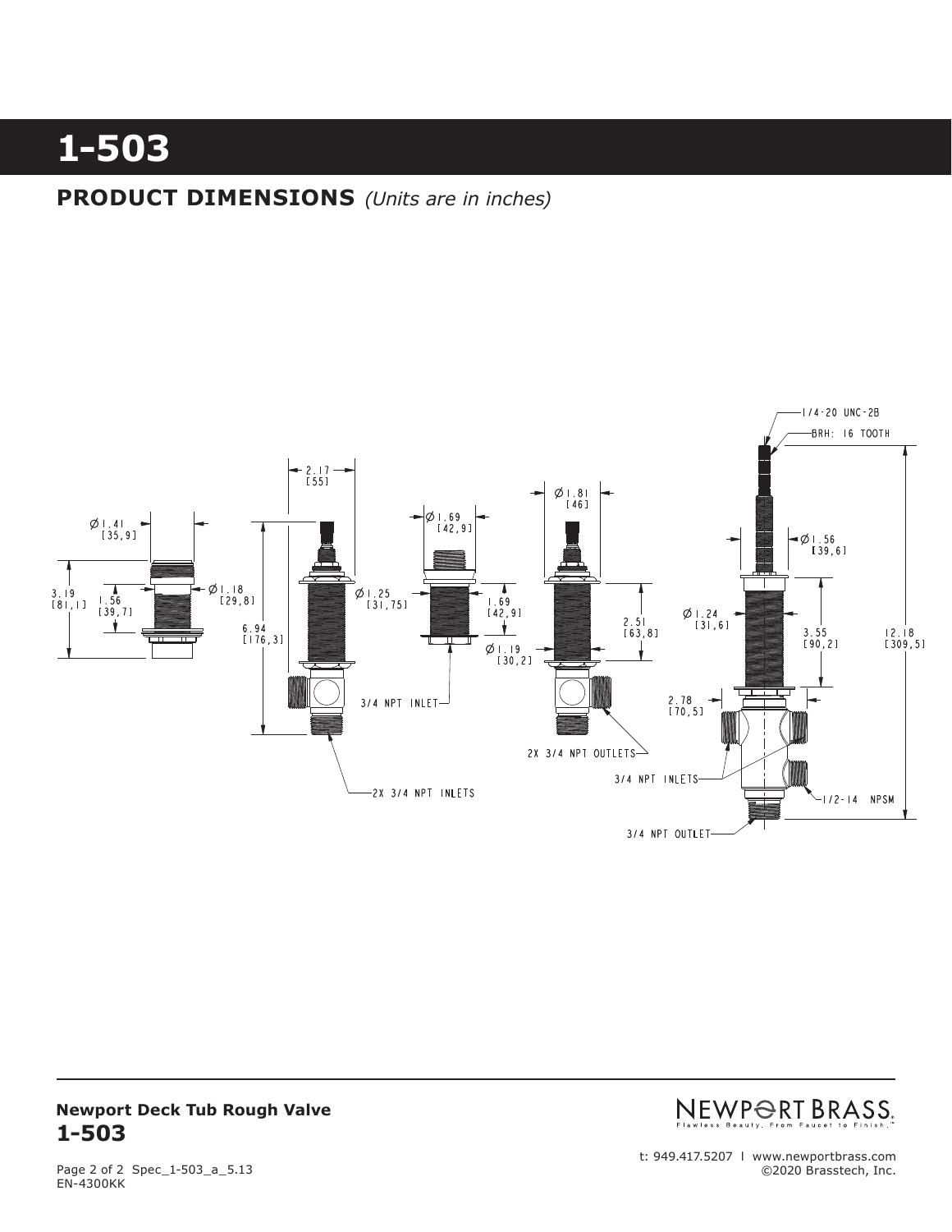# 1-503

## PRODUCT DIMENSIONS *(Units are in inches)*

Ø 1.41
[35,9]

3.19
[81,1]

1.56
[39,7]

Ø 1.18
[29,8]

2.17
[55]

6.94
[176,3]

Ø 1.25
[31,75]

2X 3/4 NPT INLETS

Ø 1.69
[42,9]

1.69
[42,9]

Ø 1.19
[30,2]

3/4 NPT INLET

Ø 1.81
[46]

2.51
[63,8]

2X 3/4 NPT OUTLETS

1/4-20 UNC-2B

BRH: 16 TOOTH

Ø 1.56
[39,6]

Ø 1.24
[31,6]

3.55
[90,2]

12.18
[309,5]

2.78
[70,5]

3/4 NPT INLETS

1/2-14 NPSM

3/4 NPT OUTLET

**Newport Deck Tub Rough Valve**
**1-503**

Spec_1-503_a_5.13
EN-4300KK

NEWPORT BRASS.
Flawless Beauty. From Faucet to Finish.™

t: 949.417.5207 l www.newportbrass.com
©2020 Brasstech, Inc.